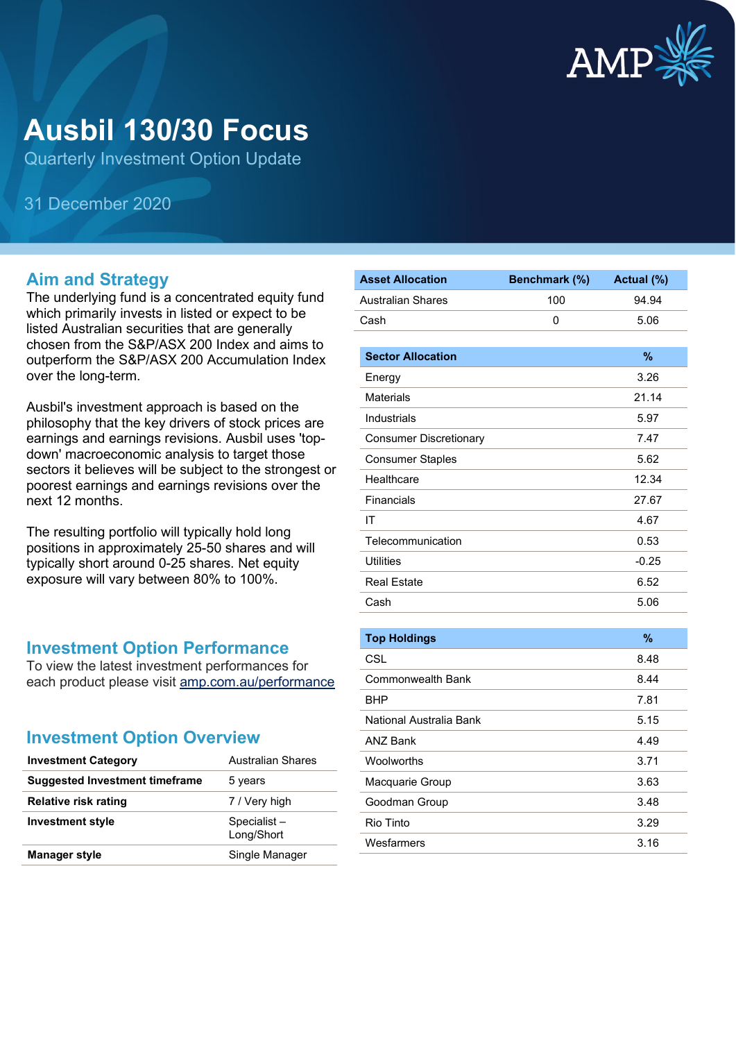# Ausbil 130/30 Focus

Quarterly Investment Option Update

31 December 2020

## Aim and Strategy

The underlying fund is a concentrated equity fund which primarily invests in listed or expect to be listed Australian securities that are generally chosen from the S&P/ASX 200 Index and aims to outperform the S&P/ASX 200 Accumulation Index over the long-term.

Ausbil's investment approach is based on the philosophy that the key drivers of stock prices are earnings and earnings revisions. Ausbil uses 'top-down' macroeconomic analysis to target those sectors it believes will be subject to the strongest or poorest earnings and earnings revisions over the next 12 months.

The resulting portfolio will typically hold long positions in approximately 25-50 shares and will typically short around 0-25 shares. Net equity exposure will vary between 80% to 100%.

## Investment Option Performance

To view the latest investment performances for each product please visit [amp.com.au/performance](amp.com.au/performance)

## Investment Option Overview

| | |
|---|---|
| **Investment Category** | Australian Shares |
| **Suggested Investment timeframe** | 5 years |
| **Relative risk rating** | 7 / Very high |
| **Investment style** | Specialist – Long/Short |
| **Manager style** | Single Manager |

| Asset Allocation | Benchmark (%) | Actual (%) |
|---|---|---|
| Australian Shares | 100 | 94.94 |
| Cash | 0 | 5.06 |

| Sector Allocation | % |
|---|---|
| Energy | 3.26 |
| Materials | 21.14 |
| Industrials | 5.97 |
| Consumer Discretionary | 7.47 |
| Consumer Staples | 5.62 |
| Healthcare | 12.34 |
| Financials | 27.67 |
| IT | 4.67 |
| Telecommunication | 0.53 |
| Utilities | -0.25 |
| Real Estate | 6.52 |
| Cash | 5.06 |

| Top Holdings | % |
|---|---|
| CSL | 8.48 |
| Commonwealth Bank | 8.44 |
| BHP | 7.81 |
| National Australia Bank | 5.15 |
| ANZ Bank | 4.49 |
| Woolworths | 3.71 |
| Macquarie Group | 3.63 |
| Goodman Group | 3.48 |
| Rio Tinto | 3.29 |
| Wesfarmers | 3.16 |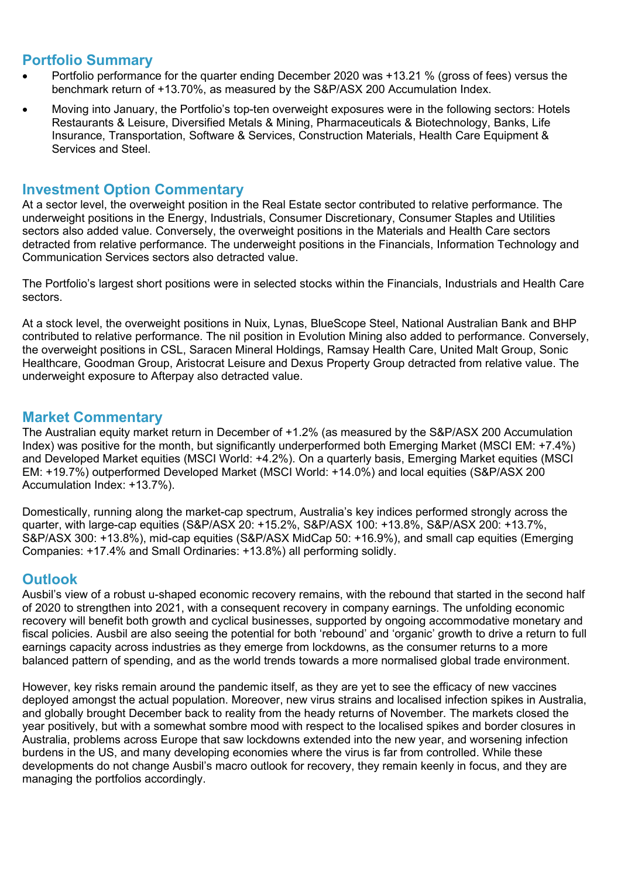## Portfolio Summary

- Portfolio performance for the quarter ending December 2020 was +13.21 % (gross of fees) versus the benchmark return of +13.70%, as measured by the S&P/ASX 200 Accumulation Index.
- Moving into January, the Portfolio's top-ten overweight exposures were in the following sectors: Hotels Restaurants & Leisure, Diversified Metals & Mining, Pharmaceuticals & Biotechnology, Banks, Life Insurance, Transportation, Software & Services, Construction Materials, Health Care Equipment & Services and Steel.

## Investment Option Commentary

At a sector level, the overweight position in the Real Estate sector contributed to relative performance. The underweight positions in the Energy, Industrials, Consumer Discretionary, Consumer Staples and Utilities sectors also added value. Conversely, the overweight positions in the Materials and Health Care sectors detracted from relative performance. The underweight positions in the Financials, Information Technology and Communication Services sectors also detracted value.

The Portfolio's largest short positions were in selected stocks within the Financials, Industrials and Health Care sectors.

At a stock level, the overweight positions in Nuix, Lynas, BlueScope Steel, National Australian Bank and BHP contributed to relative performance. The nil position in Evolution Mining also added to performance. Conversely, the overweight positions in CSL, Saracen Mineral Holdings, Ramsay Health Care, United Malt Group, Sonic Healthcare, Goodman Group, Aristocrat Leisure and Dexus Property Group detracted from relative value. The underweight exposure to Afterpay also detracted value.

## Market Commentary

The Australian equity market return in December of +1.2% (as measured by the S&P/ASX 200 Accumulation Index) was positive for the month, but significantly underperformed both Emerging Market (MSCI EM: +7.4%) and Developed Market equities (MSCI World: +4.2%). On a quarterly basis, Emerging Market equities (MSCI EM: +19.7%) outperformed Developed Market (MSCI World: +14.0%) and local equities (S&P/ASX 200 Accumulation Index: +13.7%).

Domestically, running along the market-cap spectrum, Australia's key indices performed strongly across the quarter, with large-cap equities (S&P/ASX 20: +15.2%, S&P/ASX 100: +13.8%, S&P/ASX 200: +13.7%, S&P/ASX 300: +13.8%), mid-cap equities (S&P/ASX MidCap 50: +16.9%), and small cap equities (Emerging Companies: +17.4% and Small Ordinaries: +13.8%) all performing solidly.

## Outlook

Ausbil's view of a robust u-shaped economic recovery remains, with the rebound that started in the second half of 2020 to strengthen into 2021, with a consequent recovery in company earnings. The unfolding economic recovery will benefit both growth and cyclical businesses, supported by ongoing accommodative monetary and fiscal policies. Ausbil are also seeing the potential for both 'rebound' and 'organic' growth to drive a return to full earnings capacity across industries as they emerge from lockdowns, as the consumer returns to a more balanced pattern of spending, and as the world trends towards a more normalised global trade environment.

However, key risks remain around the pandemic itself, as they are yet to see the efficacy of new vaccines deployed amongst the actual population. Moreover, new virus strains and localised infection spikes in Australia, and globally brought December back to reality from the heady returns of November. The markets closed the year positively, but with a somewhat sombre mood with respect to the localised spikes and border closures in Australia, problems across Europe that saw lockdowns extended into the new year, and worsening infection burdens in the US, and many developing economies where the virus is far from controlled. While these developments do not change Ausbil's macro outlook for recovery, they remain keenly in focus, and they are managing the portfolios accordingly.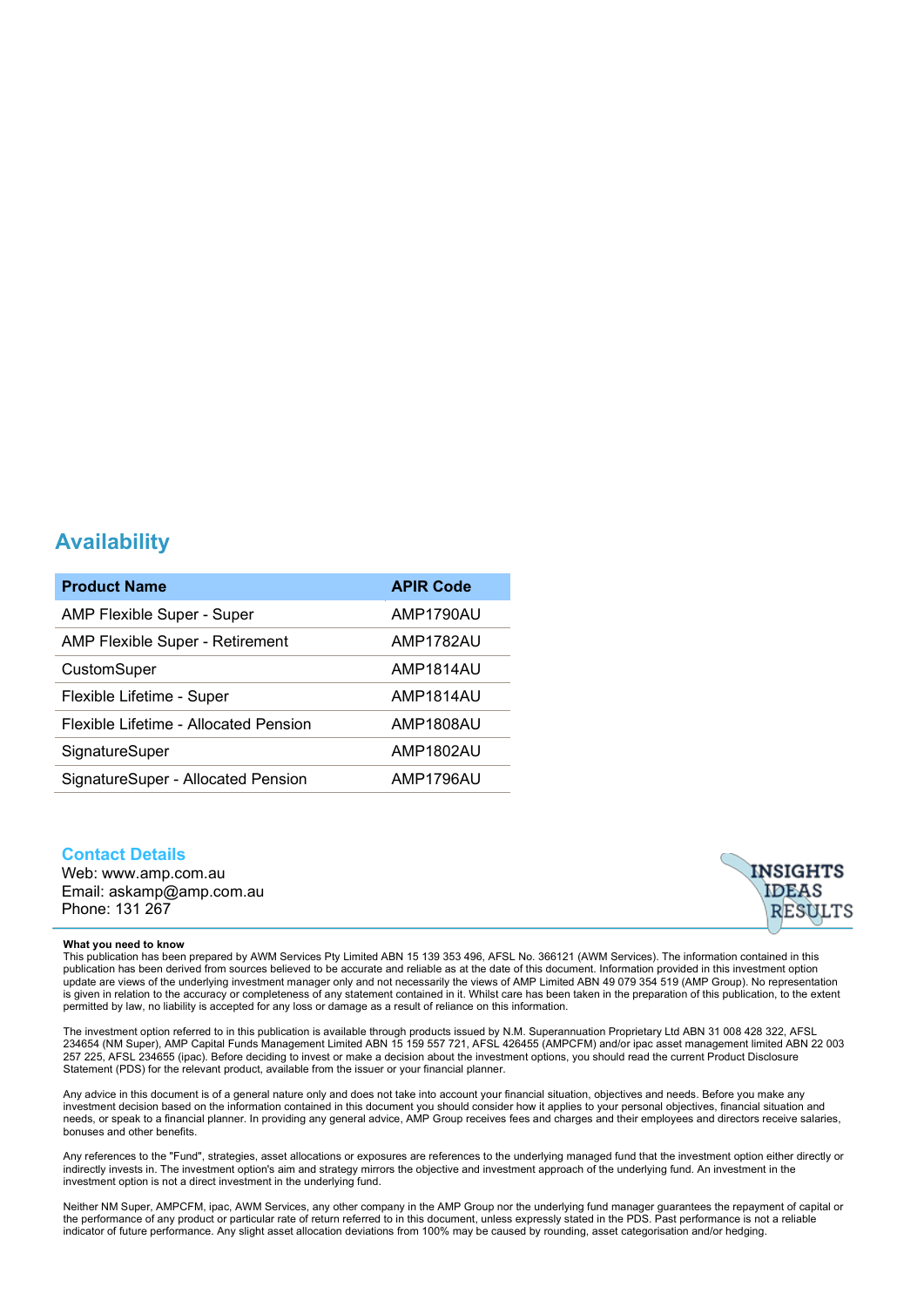## Availability

| Product Name | APIR Code |
|---|---|
| AMP Flexible Super - Super | AMP1790AU |
| AMP Flexible Super - Retirement | AMP1782AU |
| CustomSuper | AMP1814AU |
| Flexible Lifetime - Super | AMP1814AU |
| Flexible Lifetime - Allocated Pension | AMP1808AU |
| SignatureSuper | AMP1802AU |
| SignatureSuper - Allocated Pension | AMP1796AU |

### Contact Details

Web: www.amp.com.au
Email: askamp@amp.com.au
Phone: 131 267

INSIGHTS
IDEAS
RESULTS

**What you need to know**

This publication has been prepared by AWM Services Pty Limited ABN 15 139 353 496, AFSL No. 366121 (AWM Services). The information contained in this publication has been derived from sources believed to be accurate and reliable as at the date of this document. Information provided in this investment option update are views of the underlying investment manager only and not necessarily the views of AMP Limited ABN 49 079 354 519 (AMP Group). No representation is given in relation to the accuracy or completeness of any statement contained in it. Whilst care has been taken in the preparation of this publication, to the extent permitted by law, no liability is accepted for any loss or damage as a result of reliance on this information.

The investment option referred to in this publication is available through products issued by N.M. Superannuation Proprietary Ltd ABN 31 008 428 322, AFSL 234654 (NM Super), AMP Capital Funds Management Limited ABN 15 159 557 721, AFSL 426455 (AMPCFM) and/or ipac asset management limited ABN 22 003 257 225, AFSL 234655 (ipac). Before deciding to invest or make a decision about the investment options, you should read the current Product Disclosure Statement (PDS) for the relevant product, available from the issuer or your financial planner.

Any advice in this document is of a general nature only and does not take into account your financial situation, objectives and needs. Before you make any investment decision based on the information contained in this document you should consider how it applies to your personal objectives, financial situation and needs, or speak to a financial planner. In providing any general advice, AMP Group receives fees and charges and their employees and directors receive salaries, bonuses and other benefits.

Any references to the "Fund", strategies, asset allocations or exposures are references to the underlying managed fund that the investment option either directly or indirectly invests in. The investment option's aim and strategy mirrors the objective and investment approach of the underlying fund. An investment in the investment option is not a direct investment in the underlying fund.

Neither NM Super, AMPCFM, ipac, AWM Services, any other company in the AMP Group nor the underlying fund manager guarantees the repayment of capital or the performance of any product or particular rate of return referred to in this document, unless expressly stated in the PDS. Past performance is not a reliable indicator of future performance. Any slight asset allocation deviations from 100% may be caused by rounding, asset categorisation and/or hedging.